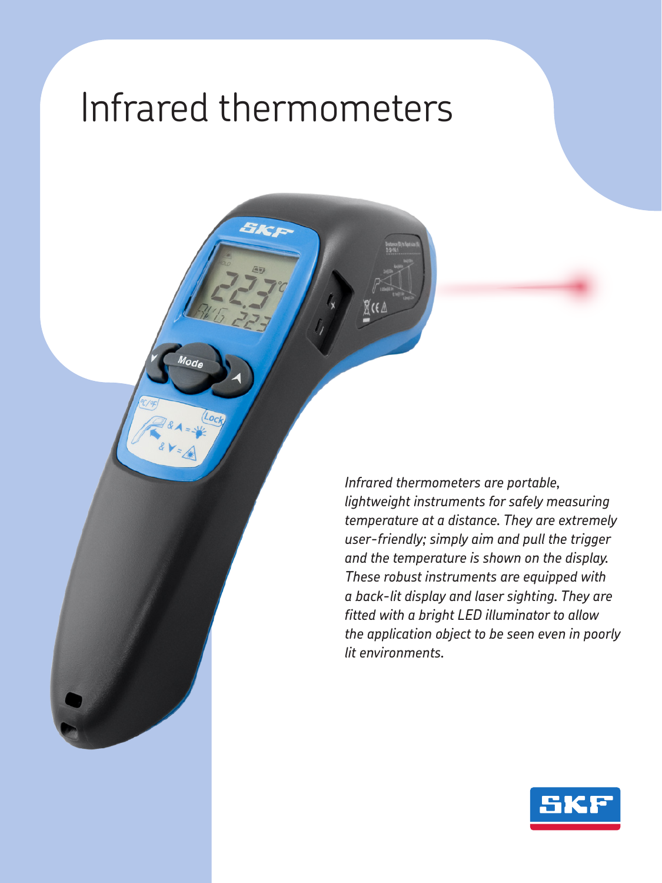# Infrared thermometers

*Infrared thermometers are portable, lightweight instruments for safely measuring temperature at a distance. They are extremely user-friendly; simply aim and pull the trigger and the temperature is shown on the display. These robust instruments are equipped with a back-lit display and laser sighting. They are fitted with a bright LED illuminator to allow the application object to be seen even in poorly lit environments.*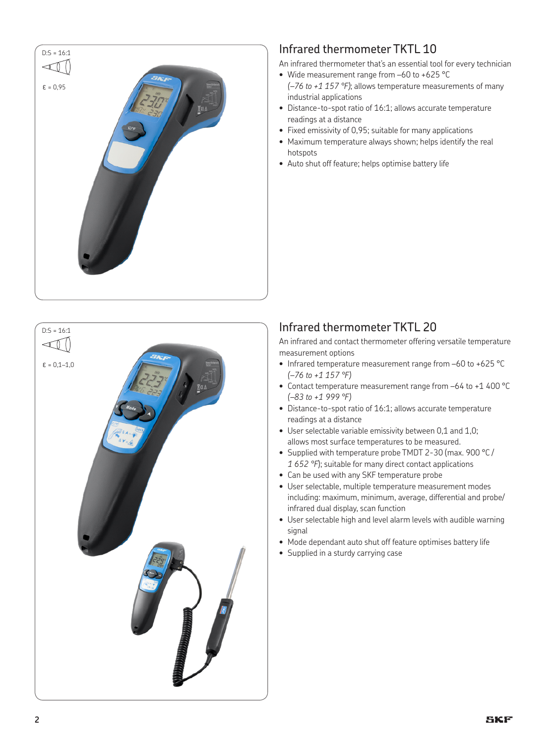D:S = 16:1

ε = 0,95

## Infrared thermometer TKTL 10

An infrared thermometer that's an essential tool for every technician

- Wide measurement range from –60 to +625 °C *(–76 to +1 157 °F)*; allows temperature measurements of many industrial applications
- Distance-to-spot ratio of 16:1; allows accurate temperature readings at a distance
- Fixed emissivity of 0,95; suitable for many applications
- Maximum temperature always shown; helps identify the real hotspots
- Auto shut off feature; helps optimise battery life

D:S = 16:1

ε = 0,1–1,0

## Infrared thermometer TKTL 20

An infrared and contact thermometer offering versatile temperature measurement options

- Infrared temperature measurement range from –60 to +625 °C *(–76 to +1 157 °F)*
- Contact temperature measurement range from –64 to +1 400 °C *(–83 to +1 999 °F)*
- Distance-to-spot ratio of 16:1; allows accurate temperature readings at a distance
- User selectable variable emissivity between 0,1 and 1,0; allows most surface temperatures to be measured.
- Supplied with temperature probe TMDT 2-30 (max. 900 °C / *1 652 °F*); suitable for many direct contact applications
- Can be used with any SKF temperature probe
- User selectable, multiple temperature measurement modes including: maximum, minimum, average, differential and probe/infrared dual display, scan function
- User selectable high and level alarm levels with audible warning signal
- Mode dependant auto shut off feature optimises battery life
- Supplied in a sturdy carrying case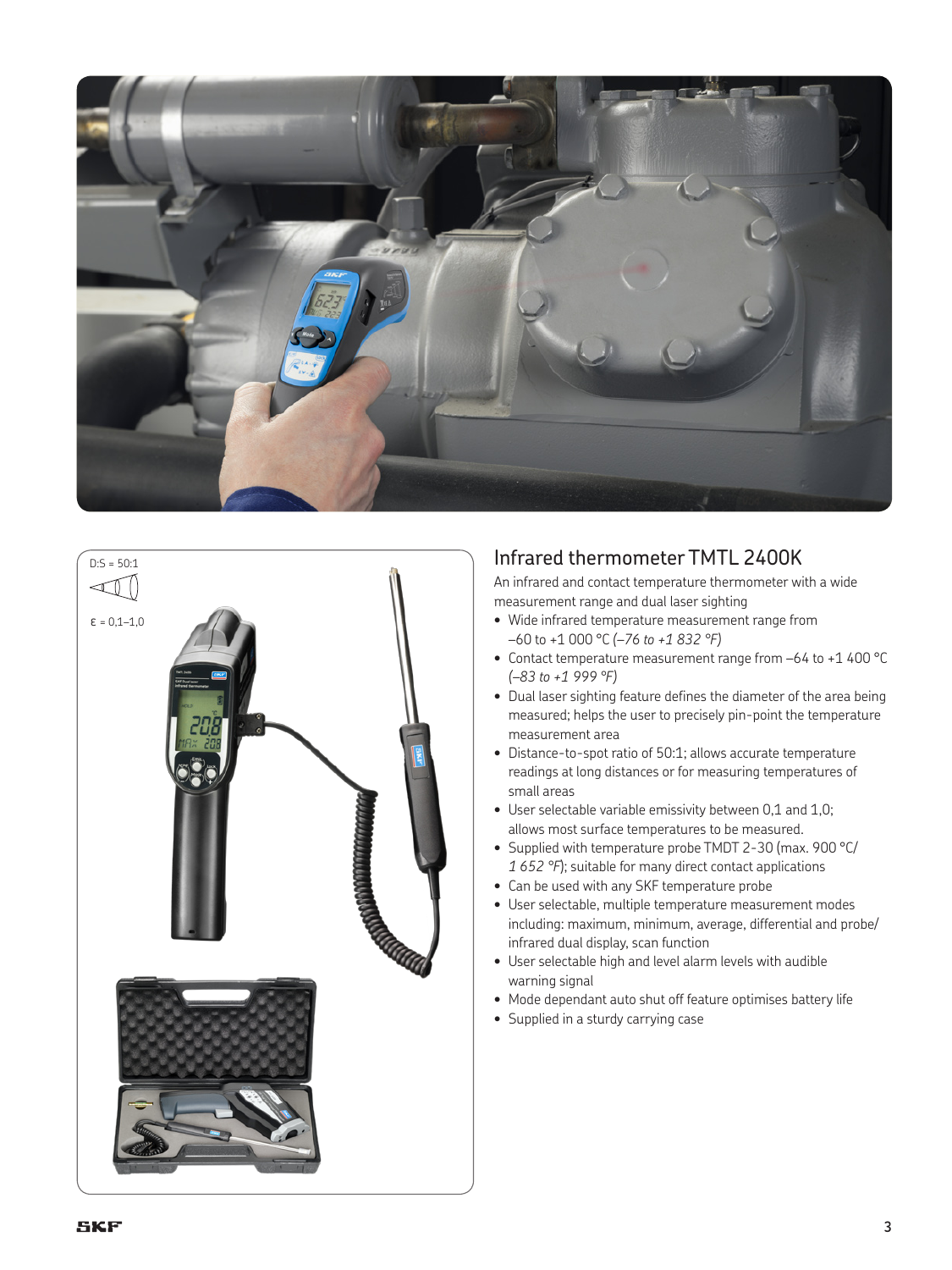D:S = 50:1

ε = 0,1–1,0

## Infrared thermometer TMTL 2400K

An infrared and contact temperature thermometer with a wide measurement range and dual laser sighting

- Wide infrared temperature measurement range from –60 to +1 000 °C *(–76 to +1 832 °F)*
- Contact temperature measurement range from –64 to +1 400 °C *(–83 to +1 999 °F)*
- Dual laser sighting feature defines the diameter of the area being measured; helps the user to precisely pin-point the temperature measurement area
- Distance-to-spot ratio of 50:1; allows accurate temperature readings at long distances or for measuring temperatures of small areas
- User selectable variable emissivity between 0,1 and 1,0; allows most surface temperatures to be measured.
- Supplied with temperature probe TMDT 2-30 (max. 900 °C/ *1 652 °F*); suitable for many direct contact applications
- Can be used with any SKF temperature probe
- User selectable, multiple temperature measurement modes including: maximum, minimum, average, differential and probe/ infrared dual display, scan function
- User selectable high and level alarm levels with audible warning signal
- Mode dependant auto shut off feature optimises battery life
- Supplied in a sturdy carrying case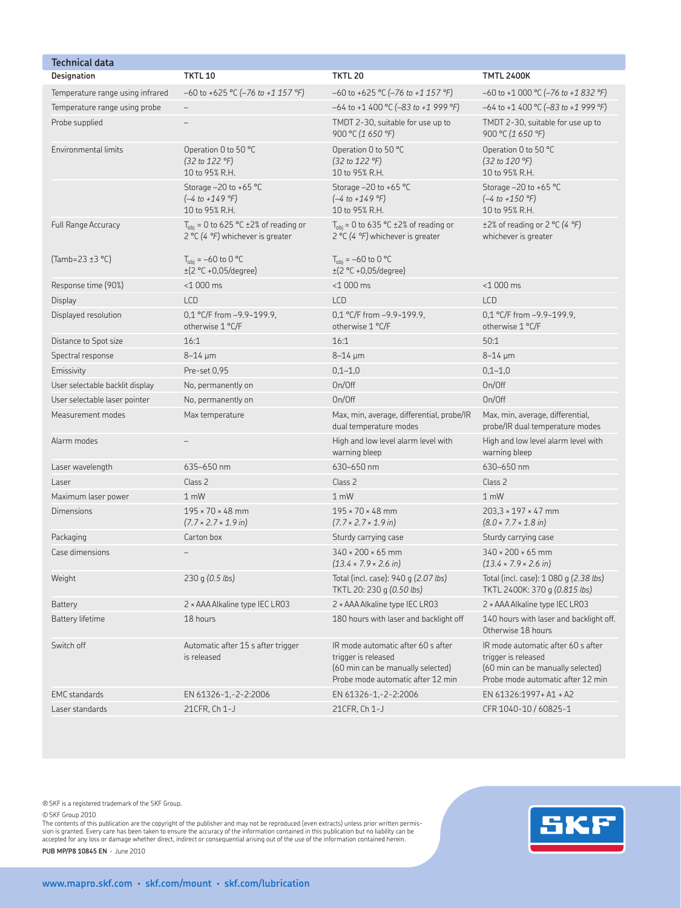## Technical data

| Designation | TKTL 10 | TKTL 20 | TMTL 2400K |
|---|---|---|---|
| Temperature range using infrared | –60 to +625 °C (*–76 to +1 157 °F*) | –60 to +625 °C (*–76 to +1 157 °F*) | –60 to +1 000 °C (*–76 to +1 832 °F*) |
| Temperature range using probe | – | –64 to +1 400 °C (*–83 to +1 999 °F*) | –64 to +1 400 °C (*–83 to +1 999 °F*) |
| Probe supplied | – | TMDT 2-30, suitable for use up to 900 °C (*1 650 °F*) | TMDT 2-30, suitable for use up to 900 °C (*1 650 °F*) |
| Environmental limits | Operation 0 to 50 °C (*32 to 122 °F*) 10 to 95% R.H. | Operation 0 to 50 °C (*32 to 122 °F*) 10 to 95% R.H. | Operation 0 to 50 °C (*32 to 120 °F*) 10 to 95% R.H. |
| | Storage –20 to +65 °C (*–4 to +149 °F*) 10 to 95% R.H. | Storage –20 to +65 °C (*–4 to +149 °F*) 10 to 95% R.H. | Storage –20 to +65 °C (*–4 to +150 °F*) 10 to 95% R.H. |
| Full Range Accuracy | $T_{obj}$ = 0 to 625 °C ±2% of reading or 2 °C (*4 °F*) whichever is greater | $T_{obj}$ = 0 to 635 °C ±2% of reading or 2 °C (*4 °F*) whichever is greater | ±2% of reading or 2 °C (*4 °F*) whichever is greater |
| (Tamb=23 ±3 °C) | $T_{obj}$ = –60 to 0 °C ±(2 °C +0,05/degree) | $T_{obj}$ = –60 to 0 °C ±(2 °C +0,05/degree) | |
| Response time (90%) | <1 000 ms | <1 000 ms | <1 000 ms |
| Display | LCD | LCD | LCD |
| Displayed resolution | 0,1 °C/F from –9.9~199.9, otherwise 1 °C/F | 0,1 °C/F from –9.9~199.9, otherwise 1 °C/F | 0,1 °C/F from –9.9~199.9, otherwise 1 °C/F |
| Distance to Spot size | 16:1 | 16:1 | 50:1 |
| Spectral response | 8–14 µm | 8–14 µm | 8–14 µm |
| Emissivity | Pre-set 0,95 | 0,1–1,0 | 0,1–1,0 |
| User selectable backlit display | No, permanently on | On/Off | On/Off |
| User selectable laser pointer | No, permanently on | On/Off | On/Off |
| Measurement modes | Max temperature | Max, min, average, differential, probe/IR dual temperature modes | Max, min, average, differential, probe/IR dual temperature modes |
| Alarm modes | – | High and low level alarm level with warning bleep | High and low level alarm level with warning bleep |
| Laser wavelength | 635–650 nm | 630–650 nm | 630–650 nm |
| Laser | Class 2 | Class 2 | Class 2 |
| Maximum laser power | 1 mW | 1 mW | 1 mW |
| Dimensions | 195 × 70 × 48 mm (*7.7 × 2.7 × 1.9 in*) | 195 × 70 × 48 mm (*7.7 × 2.7 × 1.9 in*) | 203,3 × 197 × 47 mm (*8.0 × 7.7 × 1.8 in*) |
| Packaging | Carton box | Sturdy carrying case | Sturdy carrying case |
| Case dimensions | – | 340 × 200 × 65 mm (*13.4 × 7.9 × 2.6 in*) | 340 × 200 × 65 mm (*13.4 × 7.9 × 2.6 in*) |
| Weight | 230 g (*0.5 lbs*) | Total (incl. case): 940 g (*2.07 lbs*) TKTL 20: 230 g (*0.50 lbs*) | Total (incl. case): 1 080 g (*2.38 lbs*) TKTL 2400K: 370 g (*0.815 lbs*) |
| Battery | 2 × AAA Alkaline type IEC LR03 | 2 × AAA Alkaline type IEC LR03 | 2 × AAA Alkaline type IEC LR03 |
| Battery lifetime | 18 hours | 180 hours with laser and backlight off | 140 hours with laser and backlight off. Otherwise 18 hours |
| Switch off | Automatic after 15 s after trigger is released | IR mode automatic after 60 s after trigger is released (60 min can be manually selected) Probe mode automatic after 12 min | IR mode automatic after 60 s after trigger is released (60 min can be manually selected) Probe mode automatic after 12 min |
| EMC standards | EN 61326-1,-2-2:2006 | EN 61326-1,-2-2:2006 | EN 61326:1997+ A1 + A2 |
| Laser standards | 21CFR, Ch 1-J | 21CFR, Ch 1-J | CFR 1040-10 / 60825-1 |

® SKF is a registered trademark of the SKF Group.

© SKF Group 2010

The contents of this publication are the copyright of the publisher and may not be reproduced (even extracts) unless prior written permission is granted. Every care has been taken to ensure the accuracy of the information contained in this publication but no liability can be accepted for any loss or damage whether direct, indirect or consequential arising out of the use of the information contained herein.

**PUB MP/P8 10845 EN** · June 2010

SKF

**www.mapro.skf.com · skf.com/mount · skf.com/lubrication**